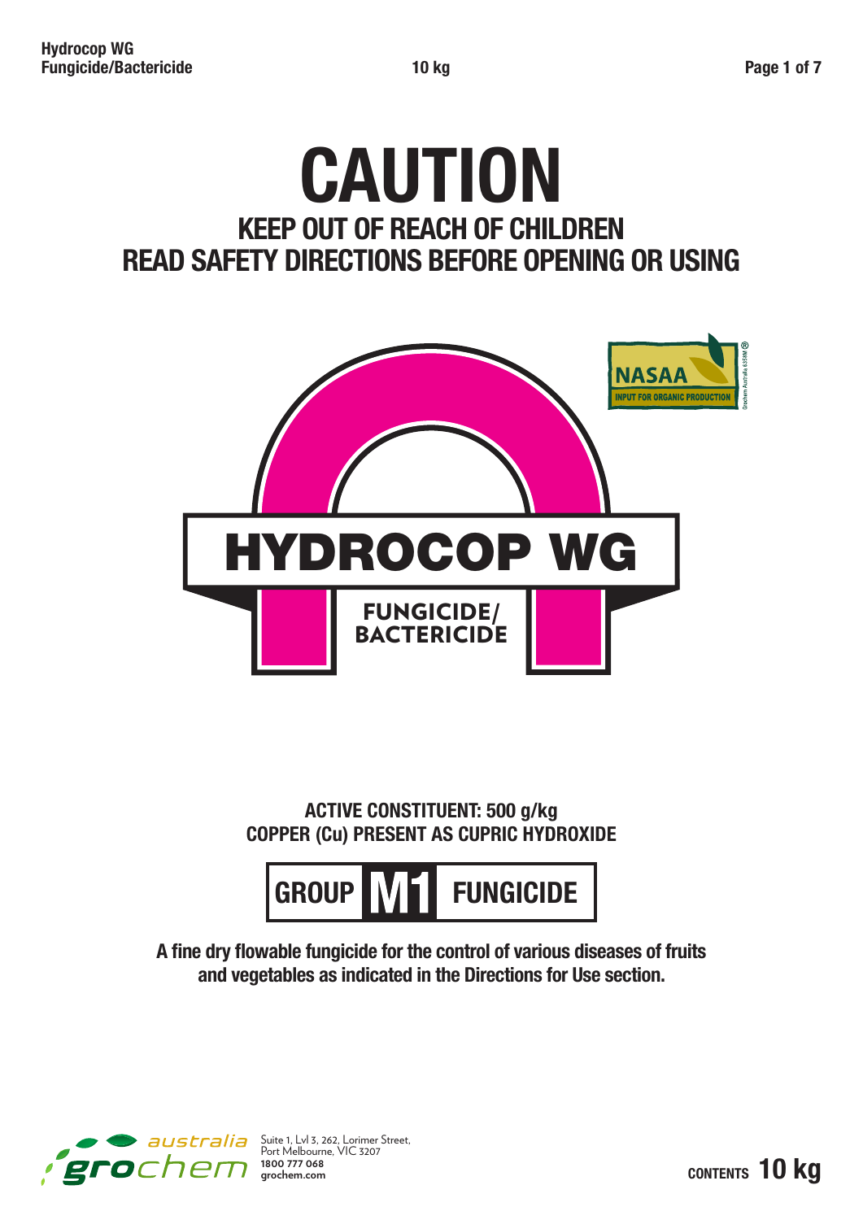# CAUTION

## KEEP OUT OF REACH OF CHILDREN
## READ SAFETY DIRECTIONS BEFORE OPENING OR USING

NASAA
INPUT FOR ORGANIC PRODUCTION
Grochem Australia 6358M

# HYDROCOP WG

**FUNGICIDE/ BACTERICIDE**

**ACTIVE CONSTITUENT: 500 g/kg**
**COPPER (Cu) PRESENT AS CUPRIC HYDROXIDE**

**GROUP M1 FUNGICIDE**

**A fine dry flowable fungicide for the control of various diseases of fruits and vegetables as indicated in the Directions for Use section.**

grochem australia
Suite 1, Lvl 3, 262, Lorimer Street,
Port Melbourne, VIC 3207
**1800 777 068**
**grochem.com**

**CONTENTS 10 kg**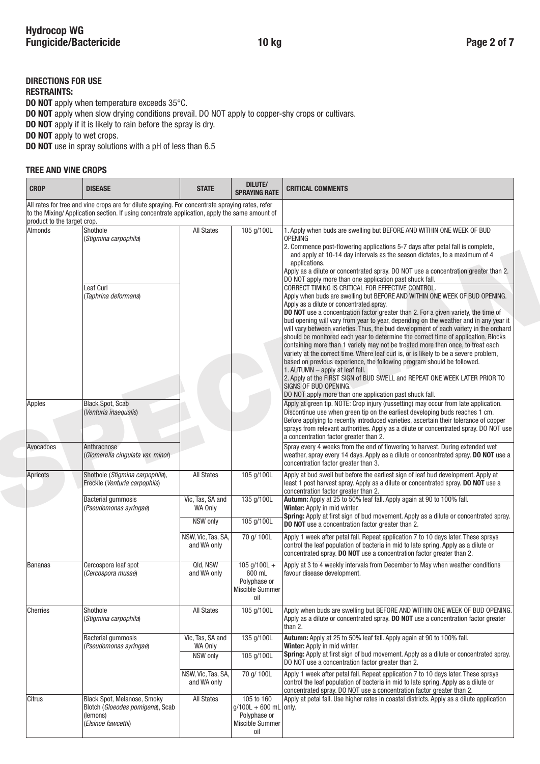## DIRECTIONS FOR USE

**RESTRAINTS:**

**DO NOT** apply when temperature exceeds 35°C.

**DO NOT** apply when slow drying conditions prevail. DO NOT apply to copper-shy crops or cultivars.

**DO NOT** apply if it is likely to rain before the spray is dry.

**DO NOT** apply to wet crops.

**DO NOT** use in spray solutions with a pH of less than 6.5

### TREE AND VINE CROPS

| CROP | DISEASE | STATE | DILUTE/ SPRAYING RATE | CRITICAL COMMENTS |
|---|---|---|---|---|
| All rates for tree and vine crops are for dilute spraying. For concentrate spraying rates, refer to the Mixing/ Application section. If using concentrate application, apply the same amount of product to the target crop. | | | | |
| Almonds | Shothole (*Stigmina carpophila*) | All States | 105 g/100L | 1. Apply when buds are swelling but BEFORE AND WITHIN ONE WEEK OF BUD OPENING<br>2. Commence post-flowering applications 5-7 days after petal fall is complete, and apply at 10-14 day intervals as the season dictates, to a maximum of 4 applications.<br>Apply as a dilute or concentrated spray. DO NOT use a concentration greater than 2. DO NOT apply more than one application past shuck fall. |
| | Leaf Curl (*Taphrina deformans*) | | | CORRECT TIMING IS CRITICAL FOR EFFECTIVE CONTROL.<br>Apply when buds are swelling but BEFORE AND WITHIN ONE WEEK OF BUD OPENING. Apply as a dilute or concentrated spray.<br>**DO NOT** use a concentration factor greater than 2. For a given variety, the time of bud opening will vary from year to year, depending on the weather and in any year it will vary between varieties. Thus, the bud development of each variety in the orchard should be monitored each year to determine the correct time of application. Blocks containing more than 1 variety may not be treated more than once, to treat each variety at the correct time. Where leaf curl is, or is likely to be a severe problem, based on previous experience, the following program should be followed.<br>1. AUTUMN – apply at leaf fall.<br>2. Apply at the FIRST SIGN of BUD SWELL and REPEAT ONE WEEK LATER PRIOR TO SIGNS OF BUD OPENING.<br>DO NOT apply more than one application past shuck fall. |
| Apples | Black Spot, Scab (*Venturia inaequalis*) | | | Apply at green tip. NOTE: Crop injury (russetting) may occur from late application. Discontinue use when green tip on the earliest developing buds reaches 1 cm. Before applying to recently introduced varieties, ascertain their tolerance of copper sprays from relevant authorities. Apply as a dilute or concentrated spray. DO NOT use a concentration factor greater than 2. |
| Avocadoes | Anthracnose (*Glomerella cingulata var. minor*) | | | Spray every 4 weeks from the end of flowering to harvest. During extended wet weather, spray every 14 days. Apply as a dilute or concentrated spray. **DO NOT** use a concentration factor greater than 3. |
| Apricots | Shothole (*Stigmina carpophila*), Freckle (*Venturia carpophila*) | All States | 105 g/100L | Apply at bud swell but before the earliest sign of leaf bud development. Apply at least 1 post harvest spray. Apply as a dilute or concentrated spray. **DO NOT** use a concentration factor greater than 2. |
| | Bacterial gummosis (*Pseudomonas syringae*) | Vic, Tas, SA and WA Only | 135 g/100L | **Autumn:** Apply at 25 to 50% leaf fall. Apply again at 90 to 100% fall.<br>**Winter:** Apply in mid winter.<br>**Spring:** Apply at first sign of bud movement. Apply as a dilute or concentrated spray. **DO NOT** use a concentration factor greater than 2. |
| | | NSW only | 105 g/100L | |
| | | NSW, Vic, Tas, SA, and WA only | 70 g/ 100L | Apply 1 week after petal fall. Repeat application 7 to 10 days later. These sprays control the leaf population of bacteria in mid to late spring. Apply as a dilute or concentrated spray. **DO NOT** use a concentration factor greater than 2. |
| Bananas | Cercospora leaf spot (*Cercospora musae*) | Qld, NSW and WA only | 105 g/100L + 600 mL Polyphase or Miscible Summer oil | Apply at 3 to 4 weekly intervals from December to May when weather conditions favour disease development. |
| Cherries | Shothole (*Stigmina carpophila*) | All States | 105 g/100L | Apply when buds are swelling but BEFORE AND WITHIN ONE WEEK OF BUD OPENING. Apply as a dilute or concentrated spray. **DO NOT** use a concentration factor greater than 2. |
| | Bacterial gummosis (*Pseudomonas syringae*) | Vic, Tas, SA and WA Only | 135 g/100L | **Autumn:** Apply at 25 to 50% leaf fall. Apply again at 90 to 100% fall.<br>**Winter:** Apply in mid winter.<br>**Spring:** Apply at first sign of bud movement. Apply as a dilute or concentrated spray. DO NOT use a concentration factor greater than 2. |
| | | NSW only | 105 g/100L | |
| | | NSW, Vic, Tas, SA, and WA only | 70 g/ 100L | Apply 1 week after petal fall. Repeat application 7 to 10 days later. These sprays control the leaf population of bacteria in mid to late spring. Apply as a dilute or concentrated spray. DO NOT use a concentration factor greater than 2. |
| Citrus | Black Spot, Melanose, Smoky Blotch (*Gloeodes pomigena*), Scab (lemons) (*Elsinoe fawcettii*) | All States | 105 to 160 g/100L + 600 mL Polyphase or Miscible Summer oil | Apply at petal fall. Use higher rates in coastal districts. Apply as a dilute application only. |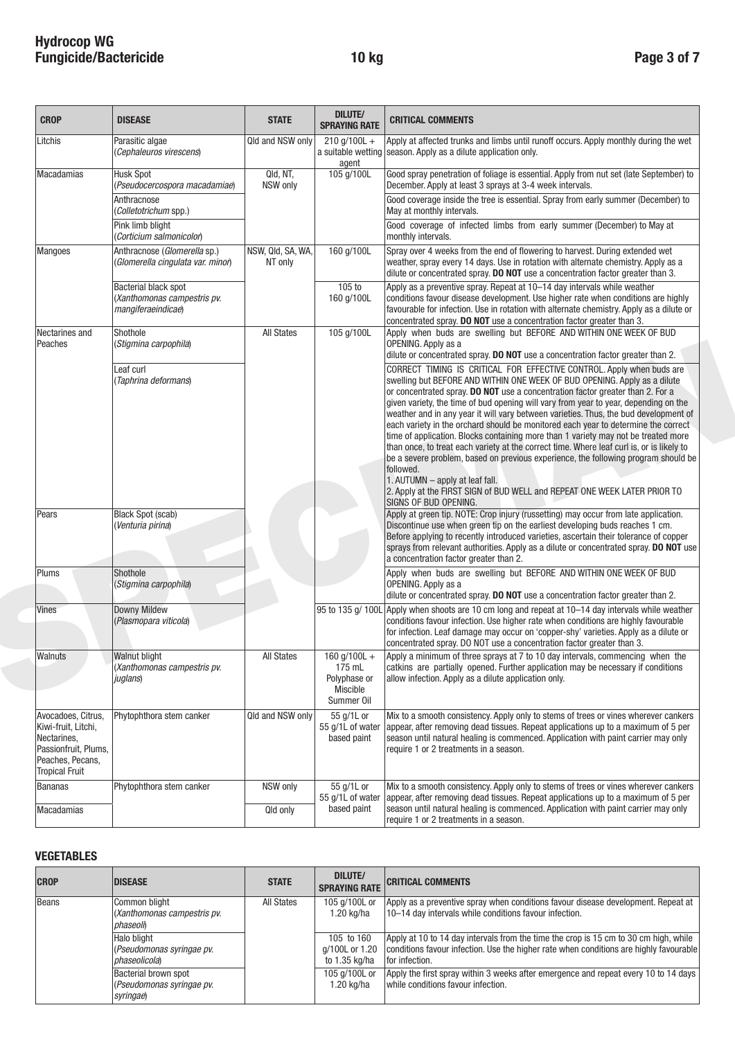| CROP | DISEASE | STATE | DILUTE/ SPRAYING RATE | CRITICAL COMMENTS |
|---|---|---|---|---|
| Litchis | Parasitic algae (*Cephaleuros virescens*) | Qld and NSW only | 210 g/100L + a suitable wetting agent | Apply at affected trunks and limbs until runoff occurs. Apply monthly during the wet season. Apply as a dilute application only. |
| Macadamias | Husk Spot (*Pseudocercospora macadamiae*) | Qld, NT, NSW only | 105 g/100L | Good spray penetration of foliage is essential. Apply from nut set (late September) to December. Apply at least 3 sprays at 3-4 week intervals. |
| | Anthracnose (*Colletotrichum* spp.) | | | Good coverage inside the tree is essential. Spray from early summer (December) to May at monthly intervals. |
| | Pink limb blight (*Corticium salmonicolor*) | | | Good coverage of infected limbs from early summer (December) to May at monthly intervals. |
| Mangoes | Anthracnose (*Glomerella* sp.) (*Glomerella cingulata var. minor*) | NSW, Qld, SA, WA, NT only | 160 g/100L | Spray over 4 weeks from the end of flowering to harvest. During extended wet weather, spray every 14 days. Use in rotation with alternate chemistry. Apply as a dilute or concentrated spray. **DO NOT** use a concentration factor greater than 3. |
| | Bacterial black spot (*Xanthomonas campestris pv. mangiferaeindicae*) | | 105 to 160 g/100L | Apply as a preventive spray. Repeat at 10–14 day intervals while weather conditions favour disease development. Use higher rate when conditions are highly favourable for infection. Use in rotation with alternate chemistry. Apply as a dilute or concentrated spray. **DO NOT** use a concentration factor greater than 3. |
| Nectarines and Peaches | Shothole (*Stigmina carpophila*) | All States | 105 g/100L | Apply when buds are swelling but BEFORE AND WITHIN ONE WEEK OF BUD OPENING. Apply as a dilute or concentrated spray. **DO NOT** use a concentration factor greater than 2. |
| | Leaf curl (*Taphrina deformans*) | | | CORRECT TIMING IS CRITICAL FOR EFFECTIVE CONTROL. Apply when buds are swelling but BEFORE AND WITHIN ONE WEEK OF BUD OPENING. Apply as a dilute or concentrated spray. **DO NOT** use a concentration factor greater than 2. For a given variety, the time of bud opening will vary from year to year, depending on the weather and in any year it will vary between varieties. Thus, the bud development of each variety in the orchard should be monitored each year to determine the correct time of application. Blocks containing more than 1 variety may not be treated more than once, to treat each variety at the correct time. Where leaf curl is, or is likely to be a severe problem, based on previous experience, the following program should be followed.<br>1. AUTUMN – apply at leaf fall.<br>2. Apply at the FIRST SIGN of BUD WELL and REPEAT ONE WEEK LATER PRIOR TO SIGNS OF BUD OPENING. |
| Pears | Black Spot (scab) (*Venturia pirina*) | | | Apply at green tip. NOTE: Crop injury (russetting) may occur from late application. Discontinue use when green tip on the earliest developing buds reaches 1 cm. Before applying to recently introduced varieties, ascertain their tolerance of copper sprays from relevant authorities. Apply as a dilute or concentrated spray. **DO NOT** use a concentration factor greater than 2. |
| Plums | Shothole (*Stigmina carpophila*) | | | Apply when buds are swelling but BEFORE AND WITHIN ONE WEEK OF BUD OPENING. Apply as a dilute or concentrated spray. **DO NOT** use a concentration factor greater than 2. |
| Vines | Downy Mildew (*Plasmopara viticola*) | | 95 to 135 g/ 100L | Apply when shoots are 10 cm long and repeat at 10–14 day intervals while weather conditions favour infection. Use higher rate when conditions are highly favourable for infection. Leaf damage may occur on 'copper-shy' varieties. Apply as a dilute or concentrated spray. DO NOT use a concentration factor greater than 3. |
| Walnuts | Walnut blight (*Xanthomonas campestris pv. juglans*) | All States | 160 g/100L + 175 mL Polyphase or Miscible Summer Oil | Apply a minimum of three sprays at 7 to 10 day intervals, commencing when the catkins are partially opened. Further application may be necessary if conditions allow infection. Apply as a dilute application only. |
| Avocadoes, Citrus, Kiwi-fruit, Litchi, Nectarines, Passionfruit, Plums, Peaches, Pecans, Tropical Fruit | Phytophthora stem canker | Qld and NSW only | 55 g/1L or 55 g/1L of water based paint | Mix to a smooth consistency. Apply only to stems of trees or vines wherever cankers appear, after removing dead tissues. Repeat applications up to a maximum of 5 per season until natural healing is commenced. Application with paint carrier may only require 1 or 2 treatments in a season. |
| Bananas | Phytophthora stem canker | NSW only | 55 g/1L or 55 g/1L of water based paint | Mix to a smooth consistency. Apply only to stems of trees or vines wherever cankers appear, after removing dead tissues. Repeat applications up to a maximum of 5 per season until natural healing is commenced. Application with paint carrier may only require 1 or 2 treatments in a season. |
| Macadamias | | Qld only | | |

## VEGETABLES

| CROP | DISEASE | STATE | DILUTE/ SPRAYING RATE | CRITICAL COMMENTS |
|---|---|---|---|---|
| Beans | Common blight (*Xanthomonas campestris pv. phaseoli*) | All States | 105 g/100L or 1.20 kg/ha | Apply as a preventive spray when conditions favour disease development. Repeat at 10–14 day intervals while conditions favour infection. |
| | Halo blight (*Pseudomonas syringae pv. phaseolicola*) | | 105 to 160 g/100L or 1.20 to 1.35 kg/ha | Apply at 10 to 14 day intervals from the time the crop is 15 cm to 30 cm high, while conditions favour infection. Use the higher rate when conditions are highly favourable for infection. |
| | Bacterial brown spot (*Pseudomonas syringae pv. syringae*) | | 105 g/100L or 1.20 kg/ha | Apply the first spray within 3 weeks after emergence and repeat every 10 to 14 days while conditions favour infection. |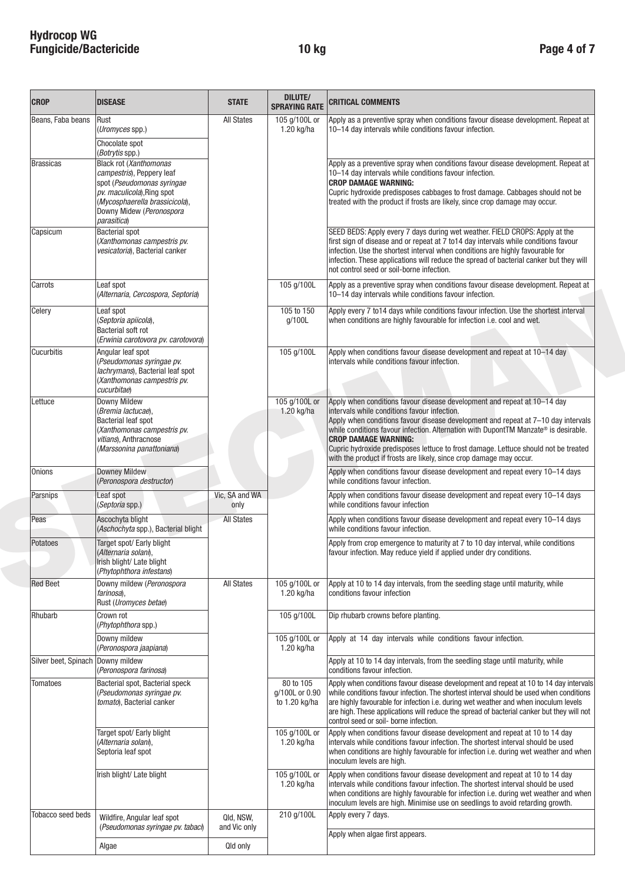| CROP | DISEASE | STATE | DILUTE/ SPRAYING RATE | CRITICAL COMMENTS |
|---|---|---|---|---|
| Beans, Faba beans | Rust (*Uromyces* spp.) | All States | 105 g/100L or 1.20 kg/ha | Apply as a preventive spray when conditions favour disease development. Repeat at 10–14 day intervals while conditions favour infection. |
| | Chocolate spot (*Botrytis* spp.) | | | |
| Brassicas | Black rot (*Xanthomonas campestris*), Peppery leaf spot (*Pseudomonas syringae pv. maculicola*),Ring spot (*Mycosphaerella brassicicola*), Downy Midew (*Peronospora parasitica*) | | | Apply as a preventive spray when conditions favour disease development. Repeat at 10–14 day intervals while conditions favour infection.<br>**CROP DAMAGE WARNING:**<br>Cupric hydroxide predisposes cabbages to frost damage. Cabbages should not be treated with the product if frosts are likely, since crop damage may occur. |
| Capsicum | Bacterial spot (*Xanthomonas campestris pv. vesicatoria*), Bacterial canker | | | SEED BEDS: Apply every 7 days during wet weather. FIELD CROPS: Apply at the first sign of disease and or repeat at 7 to14 day intervals while conditions favour infection. Use the shortest interval when conditions are highly favourable for infection. These applications will reduce the spread of bacterial canker but they will not control seed or soil-borne infection. |
| Carrots | Leaf spot (*Alternaria, Cercospora, Septoria*) | | 105 g/100L | Apply as a preventive spray when conditions favour disease development. Repeat at 10–14 day intervals while conditions favour infection. |
| Celery | Leaf spot (*Septoria apiicola*), Bacterial soft rot (*Erwinia carotovora pv. carotovora*) | | 105 to 150 g/100L | Apply every 7 to14 days while conditions favour infection. Use the shortest interval when conditions are highly favourable for infection i.e. cool and wet. |
| Cucurbitis | Angular leaf spot (*Pseudomonas syringae pv. lachrymans*), Bacterial leaf spot (*Xanthomonas campestris pv. cucurbitae*) | | 105 g/100L | Apply when conditions favour disease development and repeat at 10–14 day intervals while conditions favour infection. |
| Lettuce | Downy Mildew (*Bremia lactucae*), Bacterial leaf spot (*Xanthomonas campestris pv. vitians*), Anthracnose (*Marssonina panattoniana*) | | 105 g/100L or 1.20 kg/ha | Apply when conditions favour disease development and repeat at 10–14 day intervals while conditions favour infection.<br>Apply when conditions favour disease development and repeat at 7–10 day intervals while conditions favour infection. Alternation with DupontTM Manzate® is desirable.<br>**CROP DAMAGE WARNING:**<br>Cupric hydroxide predisposes lettuce to frost damage. Lettuce should not be treated with the product if frosts are likely, since crop damage may occur. |
| Onions | Downey Mildew (*Peronospora destructor*) | | | Apply when conditions favour disease development and repeat every 10–14 days while conditions favour infection. |
| Parsnips | Leaf spot (*Septoria* spp.) | Vic, SA and WA only | | Apply when conditions favour disease development and repeat every 10–14 days while conditions favour infection |
| Peas | Ascochyta blight (*Aschochyta* spp.), Bacterial blight | All States | | Apply when conditions favour disease development and repeat every 10–14 days while conditions favour infection. |
| Potatoes | Target spot/ Early blight (*Alternaria solani*), Irish blight/ Late blight (*Phytophthora infestans*) | | | Apply from crop emergence to maturity at 7 to 10 day interval, while conditions favour infection. May reduce yield if applied under dry conditions. |
| Red Beet | Downy mildew (*Peronospora farinosa*), Rust (*Uromyces betae*) | All States | 105 g/100L or 1.20 kg/ha | Apply at 10 to 14 day intervals, from the seedling stage until maturity, while conditions favour infection |
| Rhubarb | Crown rot (*Phytophthora* spp.) | | 105 g/100L | Dip rhubarb crowns before planting. |
| | Downy mildew (*Peronospora jaapiana*) | | 105 g/100L or 1.20 kg/ha | Apply at 14 day intervals while conditions favour infection. |
| Silver beet, Spinach | Downy mildew (*Peronospora farinosa*) | | | Apply at 10 to 14 day intervals, from the seedling stage until maturity, while conditions favour infection. |
| Tomatoes | Bacterial spot, Bacterial speck (*Pseudomonas syringae pv. tomato*), Bacterial canker | | 80 to 105 g/100L or 0.90 to 1.20 kg/ha | Apply when conditions favour disease development and repeat at 10 to 14 day intervals while conditions favour infection. The shortest interval should be used when conditions are highly favourable for infection i.e. during wet weather and when inoculum levels are high. These applications will reduce the spread of bacterial canker but they will not control seed or soil- borne infection. |
| | Target spot/ Early blight (*Alternaria solani*), Septoria leaf spot | | 105 g/100L or 1.20 kg/ha | Apply when conditions favour disease development and repeat at 10 to 14 day intervals while conditions favour infection. The shortest interval should be used when conditions are highly favourable for infection i.e. during wet weather and when inoculum levels are high. |
| | Irish blight/ Late blight | | 105 g/100L or 1.20 kg/ha | Apply when conditions favour disease development and repeat at 10 to 14 day intervals while conditions favour infection. The shortest interval should be used when conditions are highly favourable for infection i.e. during wet weather and when inoculum levels are high. Minimise use on seedlings to avoid retarding growth. |
| Tobacco seed beds | Wildfire, Angular leaf spot (*Pseudomonas syringae pv. tabaci*) | Qld, NSW, and Vic only | 210 g/100L | Apply every 7 days. |
| | Algae | Qld only | | Apply when algae first appears. |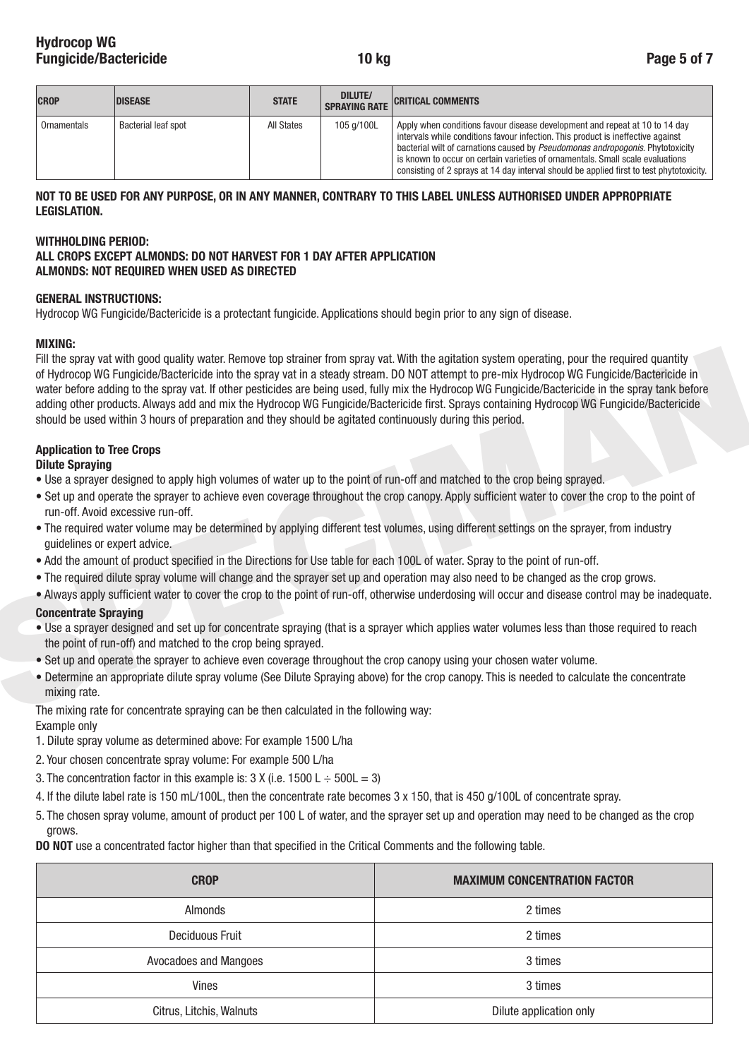| CROP | DISEASE | STATE | DILUTE/ SPRAYING RATE | CRITICAL COMMENTS |
|---|---|---|---|---|
| Ornamentals | Bacterial leaf spot | All States | 105 g/100L | Apply when conditions favour disease development and repeat at 10 to 14 day intervals while conditions favour infection. This product is ineffective against bacterial wilt of carnations caused by *Pseudomonas andropogonis*. Phytotoxicity is known to occur on certain varieties of ornamentals. Small scale evaluations consisting of 2 sprays at 14 day interval should be applied first to test phytotoxicity. |

**NOT TO BE USED FOR ANY PURPOSE, OR IN ANY MANNER, CONTRARY TO THIS LABEL UNLESS AUTHORISED UNDER APPROPRIATE LEGISLATION.**

**WITHHOLDING PERIOD:**
**ALL CROPS EXCEPT ALMONDS: DO NOT HARVEST FOR 1 DAY AFTER APPLICATION**
**ALMONDS: NOT REQUIRED WHEN USED AS DIRECTED**

**GENERAL INSTRUCTIONS:**

Hydrocop WG Fungicide/Bactericide is a protectant fungicide. Applications should begin prior to any sign of disease.

**MIXING:**

Fill the spray vat with good quality water. Remove top strainer from spray vat. With the agitation system operating, pour the required quantity of Hydrocop WG Fungicide/Bactericide into the spray vat in a steady stream. DO NOT attempt to pre-mix Hydrocop WG Fungicide/Bactericide in water before adding to the spray vat. If other pesticides are being used, fully mix the Hydrocop WG Fungicide/Bactericide in the spray tank before adding other products. Always add and mix the Hydrocop WG Fungicide/Bactericide first. Sprays containing Hydrocop WG Fungicide/Bactericide should be used within 3 hours of preparation and they should be agitated continuously during this period.

**Application to Tree Crops**

**Dilute Spraying**

- Use a sprayer designed to apply high volumes of water up to the point of run-off and matched to the crop being sprayed.
- Set up and operate the sprayer to achieve even coverage throughout the crop canopy. Apply sufficient water to cover the crop to the point of run-off. Avoid excessive run-off.
- The required water volume may be determined by applying different test volumes, using different settings on the sprayer, from industry guidelines or expert advice.
- Add the amount of product specified in the Directions for Use table for each 100L of water. Spray to the point of run-off.
- The required dilute spray volume will change and the sprayer set up and operation may also need to be changed as the crop grows.
- Always apply sufficient water to cover the crop to the point of run-off, otherwise underdosing will occur and disease control may be inadequate.

**Concentrate Spraying**

- Use a sprayer designed and set up for concentrate spraying (that is a sprayer which applies water volumes less than those required to reach the point of run-off) and matched to the crop being sprayed.
- Set up and operate the sprayer to achieve even coverage throughout the crop canopy using your chosen water volume.
- Determine an appropriate dilute spray volume (See Dilute Spraying above) for the crop canopy. This is needed to calculate the concentrate mixing rate.

The mixing rate for concentrate spraying can be then calculated in the following way:

Example only

1. Dilute spray volume as determined above: For example 1500 L/ha
2. Your chosen concentrate spray volume: For example 500 L/ha
3. The concentration factor in this example is: 3 X (i.e. 1500 L ÷ 500L = 3)
4. If the dilute label rate is 150 mL/100L, then the concentrate rate becomes 3 x 150, that is 450 g/100L of concentrate spray.
5. The chosen spray volume, amount of product per 100 L of water, and the sprayer set up and operation may need to be changed as the crop grows.

**DO NOT** use a concentrated factor higher than that specified in the Critical Comments and the following table.

| CROP | MAXIMUM CONCENTRATION FACTOR |
|---|---|
| Almonds | 2 times |
| Deciduous Fruit | 2 times |
| Avocadoes and Mangoes | 3 times |
| Vines | 3 times |
| Citrus, Litchis, Walnuts | Dilute application only |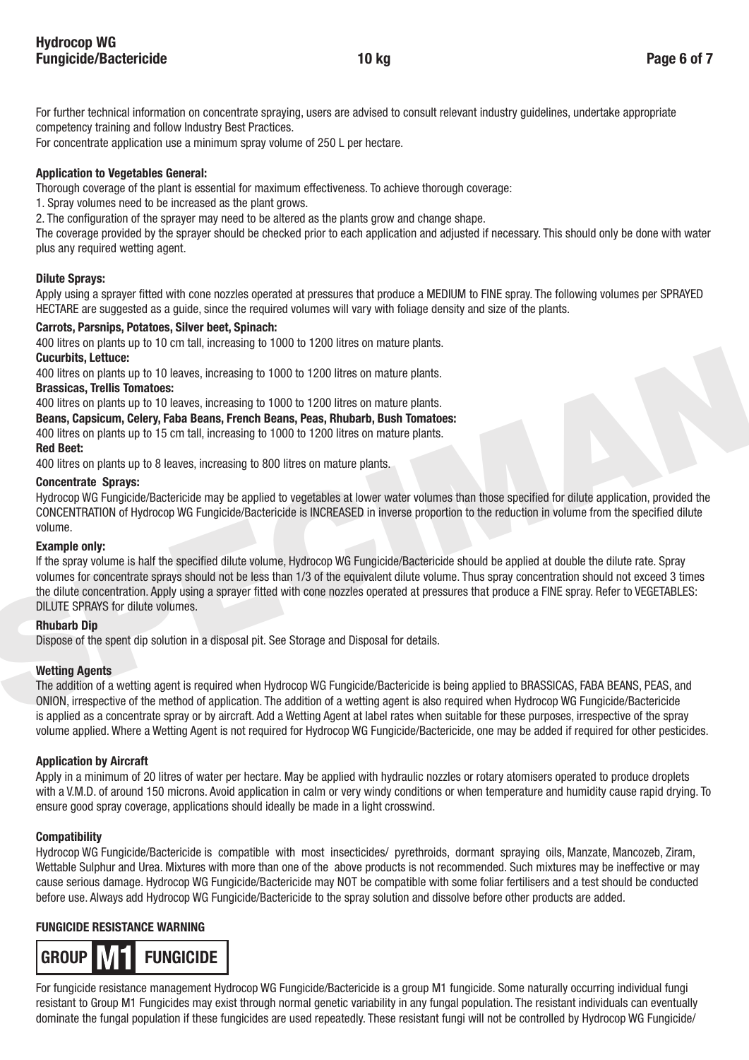For further technical information on concentrate spraying, users are advised to consult relevant industry guidelines, undertake appropriate competency training and follow Industry Best Practices.
For concentrate application use a minimum spray volume of 250 L per hectare.

**Application to Vegetables General:**
Thorough coverage of the plant is essential for maximum effectiveness. To achieve thorough coverage:

1. Spray volumes need to be increased as the plant grows.
2. The configuration of the sprayer may need to be altered as the plants grow and change shape.

The coverage provided by the sprayer should be checked prior to each application and adjusted if necessary. This should only be done with water plus any required wetting agent.

**Dilute Sprays:**
Apply using a sprayer fitted with cone nozzles operated at pressures that produce a MEDIUM to FINE spray. The following volumes per SPRAYED HECTARE are suggested as a guide, since the required volumes will vary with foliage density and size of the plants.

**Carrots, Parsnips, Potatoes, Silver beet, Spinach:**
400 litres on plants up to 10 cm tall, increasing to 1000 to 1200 litres on mature plants.

**Cucurbits, Lettuce:**
400 litres on plants up to 10 leaves, increasing to 1000 to 1200 litres on mature plants.

**Brassicas, Trellis Tomatoes:**
400 litres on plants up to 10 leaves, increasing to 1000 to 1200 litres on mature plants.

**Beans, Capsicum, Celery, Faba Beans, French Beans, Peas, Rhubarb, Bush Tomatoes:**
400 litres on plants up to 15 cm tall, increasing to 1000 to 1200 litres on mature plants.

**Red Beet:**
400 litres on plants up to 8 leaves, increasing to 800 litres on mature plants.

**Concentrate Sprays:**
Hydrocop WG Fungicide/Bactericide may be applied to vegetables at lower water volumes than those specified for dilute application, provided the CONCENTRATION of Hydrocop WG Fungicide/Bactericide is INCREASED in inverse proportion to the reduction in volume from the specified dilute volume.

**Example only:**
If the spray volume is half the specified dilute volume, Hydrocop WG Fungicide/Bactericide should be applied at double the dilute rate. Spray volumes for concentrate sprays should not be less than 1/3 of the equivalent dilute volume. Thus spray concentration should not exceed 3 times the dilute concentration. Apply using a sprayer fitted with cone nozzles operated at pressures that produce a FINE spray. Refer to VEGETABLES: DILUTE SPRAYS for dilute volumes.

**Rhubarb Dip**
Dispose of the spent dip solution in a disposal pit. See Storage and Disposal for details.

**Wetting Agents**
The addition of a wetting agent is required when Hydrocop WG Fungicide/Bactericide is being applied to BRASSICAS, FABA BEANS, PEAS, and ONION, irrespective of the method of application. The addition of a wetting agent is also required when Hydrocop WG Fungicide/Bactericide is applied as a concentrate spray or by aircraft. Add a Wetting Agent at label rates when suitable for these purposes, irrespective of the spray volume applied. Where a Wetting Agent is not required for Hydrocop WG Fungicide/Bactericide, one may be added if required for other pesticides.

**Application by Aircraft**
Apply in a minimum of 20 litres of water per hectare. May be applied with hydraulic nozzles or rotary atomisers operated to produce droplets with a V.M.D. of around 150 microns. Avoid application in calm or very windy conditions or when temperature and humidity cause rapid drying. To ensure good spray coverage, applications should ideally be made in a light crosswind.

**Compatibility**
Hydrocop WG Fungicide/Bactericide is compatible with most insecticides/ pyrethroids, dormant spraying oils, Manzate, Mancozeb, Ziram, Wettable Sulphur and Urea. Mixtures with more than one of the above products is not recommended. Such mixtures may be ineffective or may cause serious damage. Hydrocop WG Fungicide/Bactericide may NOT be compatible with some foliar fertilisers and a test should be conducted before use. Always add Hydrocop WG Fungicide/Bactericide to the spray solution and dissolve before other products are added.

**FUNGICIDE RESISTANCE WARNING**

**GROUP M1 FUNGICIDE**

For fungicide resistance management Hydrocop WG Fungicide/Bactericide is a group M1 fungicide. Some naturally occurring individual fungi resistant to Group M1 Fungicides may exist through normal genetic variability in any fungal population. The resistant individuals can eventually dominate the fungal population if these fungicides are used repeatedly. These resistant fungi will not be controlled by Hydrocop WG Fungicide/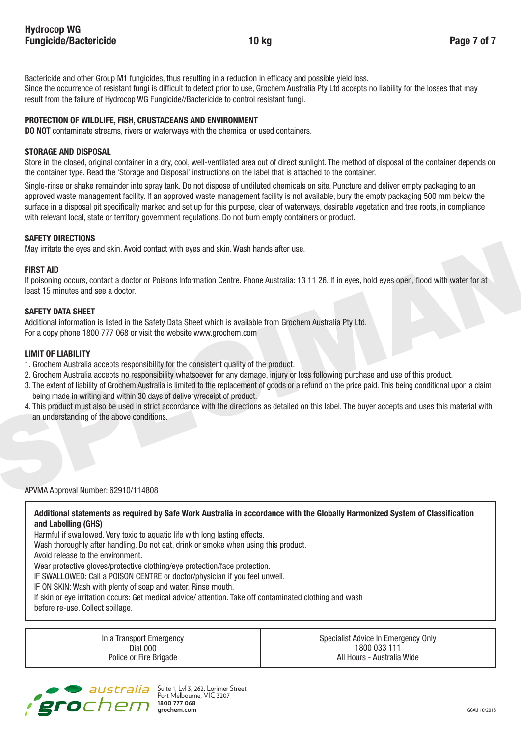Bactericide and other Group M1 fungicides, thus resulting in a reduction in efficacy and possible yield loss.
Since the occurrence of resistant fungi is difficult to detect prior to use, Grochem Australia Pty Ltd accepts no liability for the losses that may result from the failure of Hydrocop WG Fungicide//Bactericide to control resistant fungi.

**PROTECTION OF WILDLIFE, FISH, CRUSTACEANS AND ENVIRONMENT**

**DO NOT** contaminate streams, rivers or waterways with the chemical or used containers.

**STORAGE AND DISPOSAL**

Store in the closed, original container in a dry, cool, well-ventilated area out of direct sunlight. The method of disposal of the container depends on the container type. Read the 'Storage and Disposal' instructions on the label that is attached to the container.

Single-rinse or shake remainder into spray tank. Do not dispose of undiluted chemicals on site. Puncture and deliver empty packaging to an approved waste management facility. If an approved waste management facility is not available, bury the empty packaging 500 mm below the surface in a disposal pit specifically marked and set up for this purpose, clear of waterways, desirable vegetation and tree roots, in compliance with relevant local, state or territory government regulations. Do not burn empty containers or product.

**SAFETY DIRECTIONS**

May irritate the eyes and skin. Avoid contact with eyes and skin. Wash hands after use.

**FIRST AID**

If poisoning occurs, contact a doctor or Poisons Information Centre. Phone Australia: 13 11 26. If in eyes, hold eyes open, flood with water for at least 15 minutes and see a doctor.

**SAFETY DATA SHEET**

Additional information is listed in the Safety Data Sheet which is available from Grochem Australia Pty Ltd.
For a copy phone 1800 777 068 or visit the website www.grochem.com

**LIMIT OF LIABILITY**

1. Grochem Australia accepts responsibility for the consistent quality of the product.
2. Grochem Australia accepts no responsibility whatsoever for any damage, injury or loss following purchase and use of this product.
3. The extent of liability of Grochem Australia is limited to the replacement of goods or a refund on the price paid. This being conditional upon a claim being made in writing and within 30 days of delivery/receipt of product.
4. This product must also be used in strict accordance with the directions as detailed on this label. The buyer accepts and uses this material with an understanding of the above conditions.

APVMA Approval Number: 62910/114808

**Additional statements as required by Safe Work Australia in accordance with the Globally Harmonized System of Classification and Labelling (GHS)**

Harmful if swallowed. Very toxic to aquatic life with long lasting effects.
Wash thoroughly after handling. Do not eat, drink or smoke when using this product.
Avoid release to the environment.
Wear protective gloves/protective clothing/eye protection/face protection.
IF SWALLOWED: Call a POISON CENTRE or doctor/physician if you feel unwell.
IF ON SKIN: Wash with plenty of soap and water. Rinse mouth.
If skin or eye irritation occurs: Get medical advice/ attention. Take off contaminated clothing and wash before re-use. Collect spillage.

| | |
|---|---|
| In a Transport Emergency<br>Dial 000<br>Police or Fire Brigade | Specialist Advice In Emergency Only<br>1800 033 111<br>All Hours - Australia Wide |

australia grochem

Suite 1, Lvl 3, 262, Lorimer Street,
Port Melbourne, VIC 3207
**1800 777 068**
**grochem.com**

GCAU 10/2018